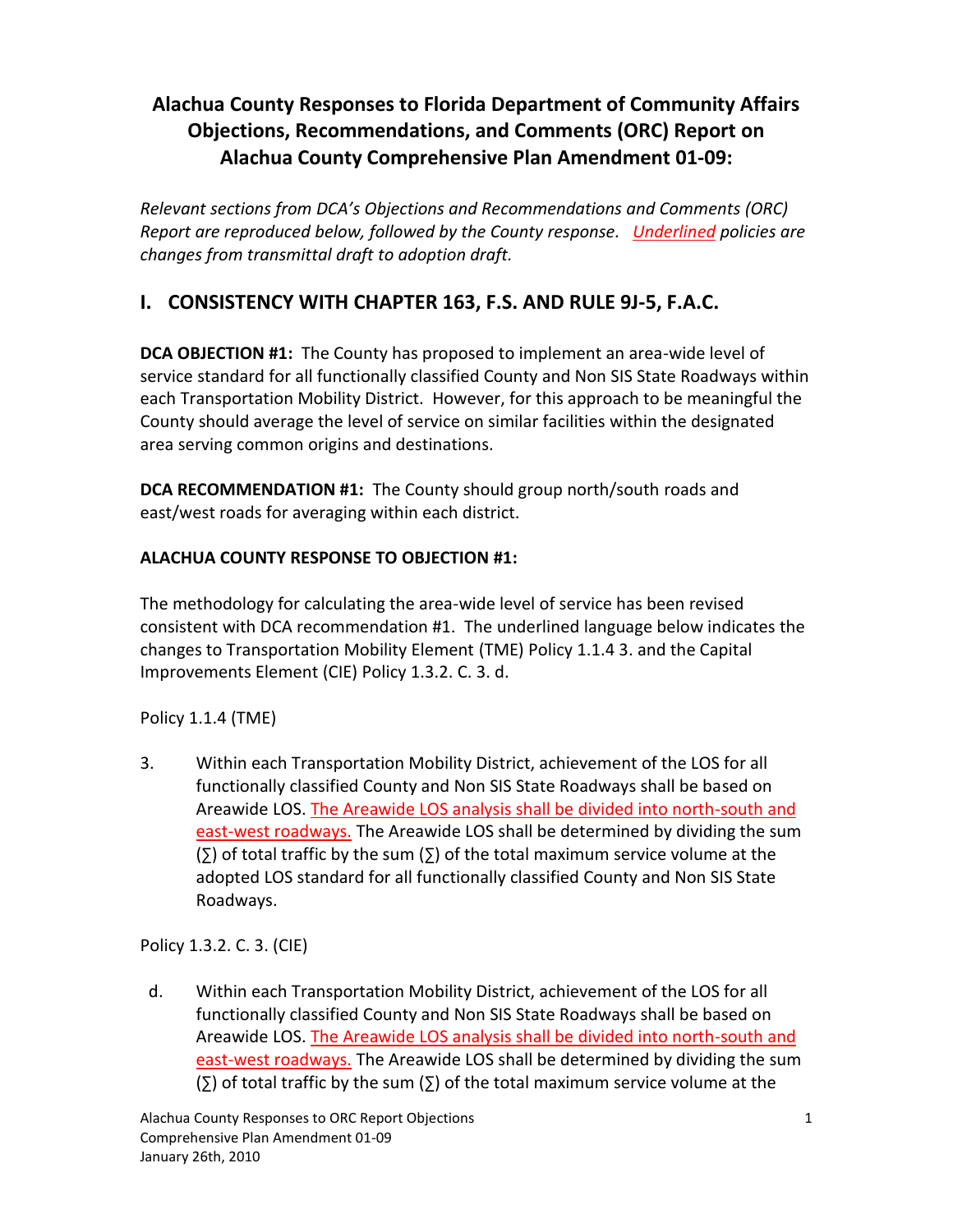# Alachua County Responses to Florida Department of Community Affairs Objections, Recommendations, and Comments (ORC) Report on Alachua County Comprehensive Plan Amendment 01-09:

*Relevant sections from DCA's Objections and Recommendations and Comments (ORC) Report are reproduced below, followed by the County response. Underlined policies are changes from transmittal draft to adoption draft.*

## I. CONSISTENCY WITH CHAPTER 163, F.S. AND RULE 9J-5, F.A.C.

**DCA OBJECTION #1:** The County has proposed to implement an area-wide level of service standard for all functionally classified County and Non SIS State Roadways within each Transportation Mobility District. However, for this approach to be meaningful the County should average the level of service on similar facilities within the designated area serving common origins and destinations.

**DCA RECOMMENDATION #1:** The County should group north/south roads and east/west roads for averaging within each district.

**ALACHUA COUNTY RESPONSE TO OBJECTION #1:**

The methodology for calculating the area-wide level of service has been revised consistent with DCA recommendation #1. The underlined language below indicates the changes to Transportation Mobility Element (TME) Policy 1.1.4 3. and the Capital Improvements Element (CIE) Policy 1.3.2. C. 3. d.

Policy 1.1.4 (TME)

3. Within each Transportation Mobility District, achievement of the LOS for all functionally classified County and Non SIS State Roadways shall be based on Areawide LOS. The Areawide LOS analysis shall be divided into north-south and east-west roadways. The Areawide LOS shall be determined by dividing the sum (∑) of total traffic by the sum (∑) of the total maximum service volume at the adopted LOS standard for all functionally classified County and Non SIS State Roadways.

Policy 1.3.2. C. 3. (CIE)

d. Within each Transportation Mobility District, achievement of the LOS for all functionally classified County and Non SIS State Roadways shall be based on Areawide LOS. The Areawide LOS analysis shall be divided into north-south and east-west roadways. The Areawide LOS shall be determined by dividing the sum (∑) of total traffic by the sum (∑) of the total maximum service volume at the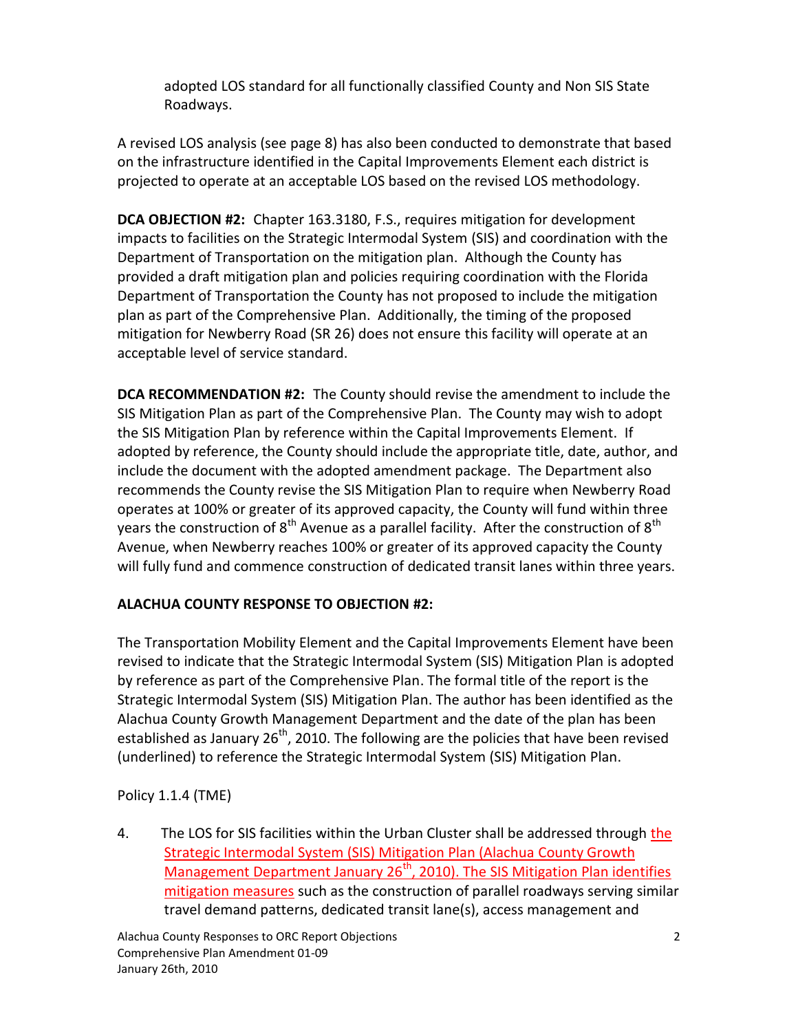adopted LOS standard for all functionally classified County and Non SIS State Roadways.

A revised LOS analysis (see page 8) has also been conducted to demonstrate that based on the infrastructure identified in the Capital Improvements Element each district is projected to operate at an acceptable LOS based on the revised LOS methodology.

**DCA OBJECTION #2:** Chapter 163.3180, F.S., requires mitigation for development impacts to facilities on the Strategic Intermodal System (SIS) and coordination with the Department of Transportation on the mitigation plan. Although the County has provided a draft mitigation plan and policies requiring coordination with the Florida Department of Transportation the County has not proposed to include the mitigation plan as part of the Comprehensive Plan. Additionally, the timing of the proposed mitigation for Newberry Road (SR 26) does not ensure this facility will operate at an acceptable level of service standard.

**DCA RECOMMENDATION #2:** The County should revise the amendment to include the SIS Mitigation Plan as part of the Comprehensive Plan. The County may wish to adopt the SIS Mitigation Plan by reference within the Capital Improvements Element. If adopted by reference, the County should include the appropriate title, date, author, and include the document with the adopted amendment package. The Department also recommends the County revise the SIS Mitigation Plan to require when Newberry Road operates at 100% or greater of its approved capacity, the County will fund within three years the construction of 8th Avenue as a parallel facility. After the construction of 8th Avenue, when Newberry reaches 100% or greater of its approved capacity the County will fully fund and commence construction of dedicated transit lanes within three years.

**ALACHUA COUNTY RESPONSE TO OBJECTION #2:**

The Transportation Mobility Element and the Capital Improvements Element have been revised to indicate that the Strategic Intermodal System (SIS) Mitigation Plan is adopted by reference as part of the Comprehensive Plan. The formal title of the report is the Strategic Intermodal System (SIS) Mitigation Plan. The author has been identified as the Alachua County Growth Management Department and the date of the plan has been established as January 26th, 2010. The following are the policies that have been revised (underlined) to reference the Strategic Intermodal System (SIS) Mitigation Plan.

Policy 1.1.4 (TME)

4. The LOS for SIS facilities within the Urban Cluster shall be addressed through <u>the Strategic Intermodal System (SIS) Mitigation Plan (Alachua County Growth Management Department January 26th, 2010). The SIS Mitigation Plan identifies mitigation measures</u> such as the construction of parallel roadways serving similar travel demand patterns, dedicated transit lane(s), access management and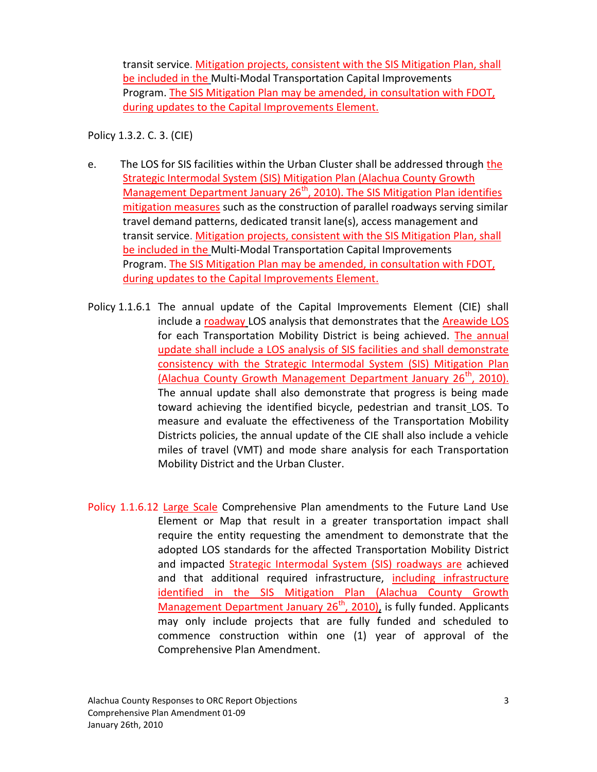transit service. Mitigation projects, consistent with the SIS Mitigation Plan, shall be included in the Multi-Modal Transportation Capital Improvements Program. The SIS Mitigation Plan may be amended, in consultation with FDOT, during updates to the Capital Improvements Element.

Policy 1.3.2. C. 3. (CIE)

e. The LOS for SIS facilities within the Urban Cluster shall be addressed through the Strategic Intermodal System (SIS) Mitigation Plan (Alachua County Growth Management Department January 26th, 2010). The SIS Mitigation Plan identifies mitigation measures such as the construction of parallel roadways serving similar travel demand patterns, dedicated transit lane(s), access management and transit service. Mitigation projects, consistent with the SIS Mitigation Plan, shall be included in the Multi-Modal Transportation Capital Improvements Program. The SIS Mitigation Plan may be amended, in consultation with FDOT, during updates to the Capital Improvements Element.

Policy 1.1.6.1 The annual update of the Capital Improvements Element (CIE) shall include a roadway LOS analysis that demonstrates that the Areawide LOS for each Transportation Mobility District is being achieved. The annual update shall include a LOS analysis of SIS facilities and shall demonstrate consistency with the Strategic Intermodal System (SIS) Mitigation Plan (Alachua County Growth Management Department January 26th, 2010). The annual update shall also demonstrate that progress is being made toward achieving the identified bicycle, pedestrian and transit LOS. To measure and evaluate the effectiveness of the Transportation Mobility Districts policies, the annual update of the CIE shall also include a vehicle miles of travel (VMT) and mode share analysis for each Transportation Mobility District and the Urban Cluster.

Policy 1.1.6.12 Large Scale Comprehensive Plan amendments to the Future Land Use Element or Map that result in a greater transportation impact shall require the entity requesting the amendment to demonstrate that the adopted LOS standards for the affected Transportation Mobility District and impacted Strategic Intermodal System (SIS) roadways are achieved and that additional required infrastructure, including infrastructure identified in the SIS Mitigation Plan (Alachua County Growth Management Department January 26th, 2010), is fully funded. Applicants may only include projects that are fully funded and scheduled to commence construction within one (1) year of approval of the Comprehensive Plan Amendment.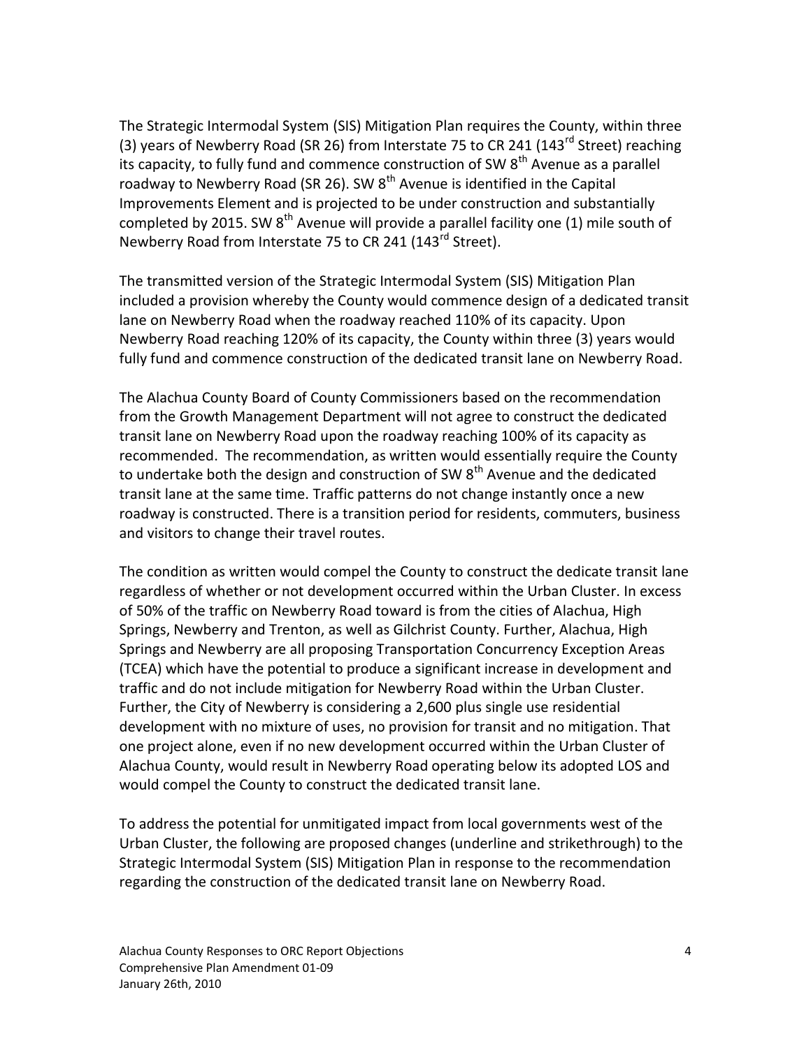The Strategic Intermodal System (SIS) Mitigation Plan requires the County, within three (3) years of Newberry Road (SR 26) from Interstate 75 to CR 241 (143rd Street) reaching its capacity, to fully fund and commence construction of SW 8th Avenue as a parallel roadway to Newberry Road (SR 26). SW 8th Avenue is identified in the Capital Improvements Element and is projected to be under construction and substantially completed by 2015. SW 8th Avenue will provide a parallel facility one (1) mile south of Newberry Road from Interstate 75 to CR 241 (143rd Street).

The transmitted version of the Strategic Intermodal System (SIS) Mitigation Plan included a provision whereby the County would commence design of a dedicated transit lane on Newberry Road when the roadway reached 110% of its capacity. Upon Newberry Road reaching 120% of its capacity, the County within three (3) years would fully fund and commence construction of the dedicated transit lane on Newberry Road.

The Alachua County Board of County Commissioners based on the recommendation from the Growth Management Department will not agree to construct the dedicated transit lane on Newberry Road upon the roadway reaching 100% of its capacity as recommended. The recommendation, as written would essentially require the County to undertake both the design and construction of SW 8th Avenue and the dedicated transit lane at the same time. Traffic patterns do not change instantly once a new roadway is constructed. There is a transition period for residents, commuters, business and visitors to change their travel routes.

The condition as written would compel the County to construct the dedicate transit lane regardless of whether or not development occurred within the Urban Cluster. In excess of 50% of the traffic on Newberry Road toward is from the cities of Alachua, High Springs, Newberry and Trenton, as well as Gilchrist County. Further, Alachua, High Springs and Newberry are all proposing Transportation Concurrency Exception Areas (TCEA) which have the potential to produce a significant increase in development and traffic and do not include mitigation for Newberry Road within the Urban Cluster. Further, the City of Newberry is considering a 2,600 plus single use residential development with no mixture of uses, no provision for transit and no mitigation. That one project alone, even if no new development occurred within the Urban Cluster of Alachua County, would result in Newberry Road operating below its adopted LOS and would compel the County to construct the dedicated transit lane.

To address the potential for unmitigated impact from local governments west of the Urban Cluster, the following are proposed changes (underline and strikethrough) to the Strategic Intermodal System (SIS) Mitigation Plan in response to the recommendation regarding the construction of the dedicated transit lane on Newberry Road.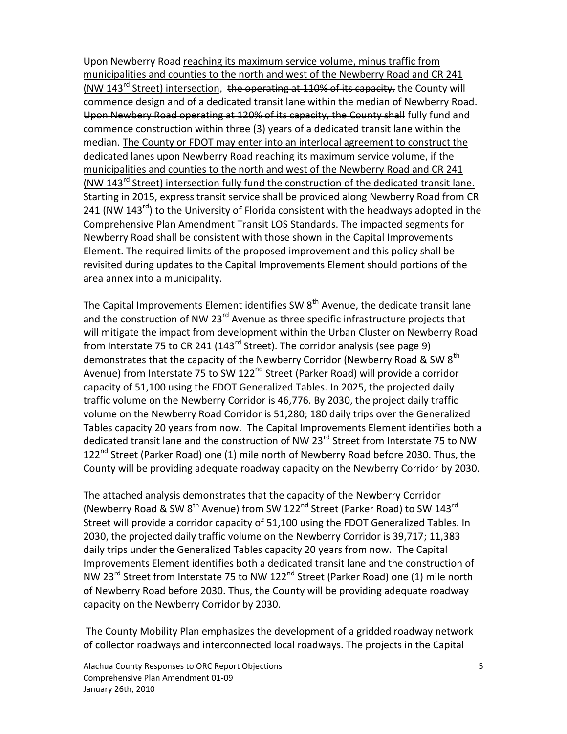Upon Newberry Road <u>reaching its maximum service volume, minus traffic from municipalities and counties to the north and west of the Newberry Road and CR 241 (NW 143rd Street) intersection</u>, ~~the operating at 110% of its capacity,~~ the County will ~~commence design and of a dedicated transit lane within the median of Newberry Road. Upon Newbey Road operating at 120% of its capacity, the County shall~~ fully fund and commence construction within three (3) years of a dedicated transit lane within the median. <u>The County or FDOT may enter into an interlocal agreement to construct the dedicated lanes upon Newberry Road reaching its maximum service volume, if the municipalities and counties to the north and west of the Newberry Road and CR 241 (NW 143rd Street) intersection fully fund the construction of the dedicated transit lane.</u> Starting in 2015, express transit service shall be provided along Newberry Road from CR 241 (NW 143rd) to the University of Florida consistent with the headways adopted in the Comprehensive Plan Amendment Transit LOS Standards. The impacted segments for Newberry Road shall be consistent with those shown in the Capital Improvements Element. The required limits of the proposed improvement and this policy shall be revisited during updates to the Capital Improvements Element should portions of the area annex into a municipality.

The Capital Improvements Element identifies SW 8th Avenue, the dedicate transit lane and the construction of NW 23rd Avenue as three specific infrastructure projects that will mitigate the impact from development within the Urban Cluster on Newberry Road from Interstate 75 to CR 241 (143rd Street). The corridor analysis (see page 9) demonstrates that the capacity of the Newberry Corridor (Newberry Road & SW 8th Avenue) from Interstate 75 to SW 122nd Street (Parker Road) will provide a corridor capacity of 51,100 using the FDOT Generalized Tables. In 2025, the projected daily traffic volume on the Newberry Corridor is 46,776. By 2030, the project daily traffic volume on the Newberry Road Corridor is 51,280; 180 daily trips over the Generalized Tables capacity 20 years from now. The Capital Improvements Element identifies both a dedicated transit lane and the construction of NW 23rd Street from Interstate 75 to NW 122nd Street (Parker Road) one (1) mile north of Newberry Road before 2030. Thus, the County will be providing adequate roadway capacity on the Newberry Corridor by 2030.

The attached analysis demonstrates that the capacity of the Newberry Corridor (Newberry Road & SW 8th Avenue) from SW 122nd Street (Parker Road) to SW 143rd Street will provide a corridor capacity of 51,100 using the FDOT Generalized Tables. In 2030, the projected daily traffic volume on the Newberry Corridor is 39,717; 11,383 daily trips under the Generalized Tables capacity 20 years from now. The Capital Improvements Element identifies both a dedicated transit lane and the construction of NW 23rd Street from Interstate 75 to NW 122nd Street (Parker Road) one (1) mile north of Newberry Road before 2030. Thus, the County will be providing adequate roadway capacity on the Newberry Corridor by 2030.

The County Mobility Plan emphasizes the development of a gridded roadway network of collector roadways and interconnected local roadways. The projects in the Capital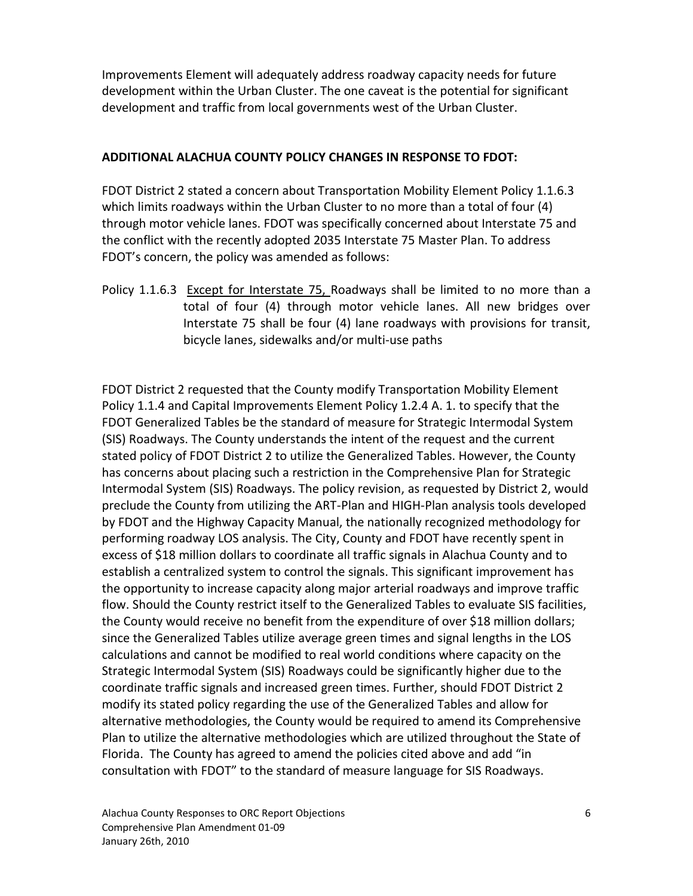Improvements Element will adequately address roadway capacity needs for future development within the Urban Cluster. The one caveat is the potential for significant development and traffic from local governments west of the Urban Cluster.

**ADDITIONAL ALACHUA COUNTY POLICY CHANGES IN RESPONSE TO FDOT:**

FDOT District 2 stated a concern about Transportation Mobility Element Policy 1.1.6.3 which limits roadways within the Urban Cluster to no more than a total of four (4) through motor vehicle lanes. FDOT was specifically concerned about Interstate 75 and the conflict with the recently adopted 2035 Interstate 75 Master Plan. To address FDOT's concern, the policy was amended as follows:

Policy 1.1.6.3 <u>Except for Interstate 75,</u> Roadways shall be limited to no more than a total of four (4) through motor vehicle lanes. All new bridges over Interstate 75 shall be four (4) lane roadways with provisions for transit, bicycle lanes, sidewalks and/or multi-use paths

FDOT District 2 requested that the County modify Transportation Mobility Element Policy 1.1.4 and Capital Improvements Element Policy 1.2.4 A. 1. to specify that the FDOT Generalized Tables be the standard of measure for Strategic Intermodal System (SIS) Roadways. The County understands the intent of the request and the current stated policy of FDOT District 2 to utilize the Generalized Tables. However, the County has concerns about placing such a restriction in the Comprehensive Plan for Strategic Intermodal System (SIS) Roadways. The policy revision, as requested by District 2, would preclude the County from utilizing the ART-Plan and HIGH-Plan analysis tools developed by FDOT and the Highway Capacity Manual, the nationally recognized methodology for performing roadway LOS analysis. The City, County and FDOT have recently spent in excess of $18 million dollars to coordinate all traffic signals in Alachua County and to establish a centralized system to control the signals. This significant improvement has the opportunity to increase capacity along major arterial roadways and improve traffic flow. Should the County restrict itself to the Generalized Tables to evaluate SIS facilities, the County would receive no benefit from the expenditure of over $18 million dollars; since the Generalized Tables utilize average green times and signal lengths in the LOS calculations and cannot be modified to real world conditions where capacity on the Strategic Intermodal System (SIS) Roadways could be significantly higher due to the coordinate traffic signals and increased green times. Further, should FDOT District 2 modify its stated policy regarding the use of the Generalized Tables and allow for alternative methodologies, the County would be required to amend its Comprehensive Plan to utilize the alternative methodologies which are utilized throughout the State of Florida. The County has agreed to amend the policies cited above and add "in consultation with FDOT" to the standard of measure language for SIS Roadways.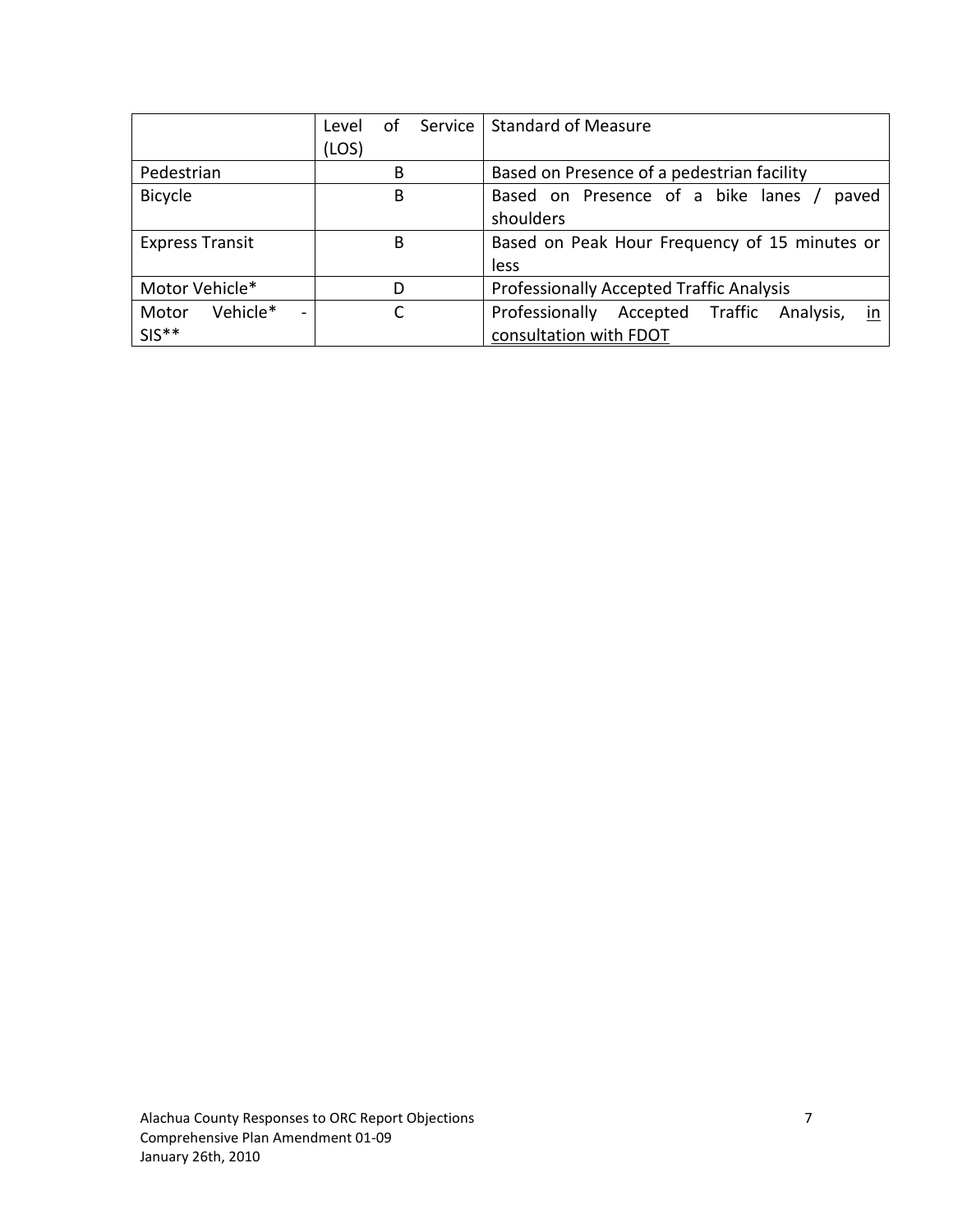| | Level of Service (LOS) | Standard of Measure |
|---|---|---|
| Pedestrian | B | Based on Presence of a pedestrian facility |
| Bicycle | B | Based on Presence of a bike lanes / paved shoulders |
| Express Transit | B | Based on Peak Hour Frequency of 15 minutes or less |
| Motor Vehicle* | D | Professionally Accepted Traffic Analysis |
| Motor Vehicle* - SIS** | C | Professionally Accepted Traffic Analysis, <u>in consultation with FDOT</u> |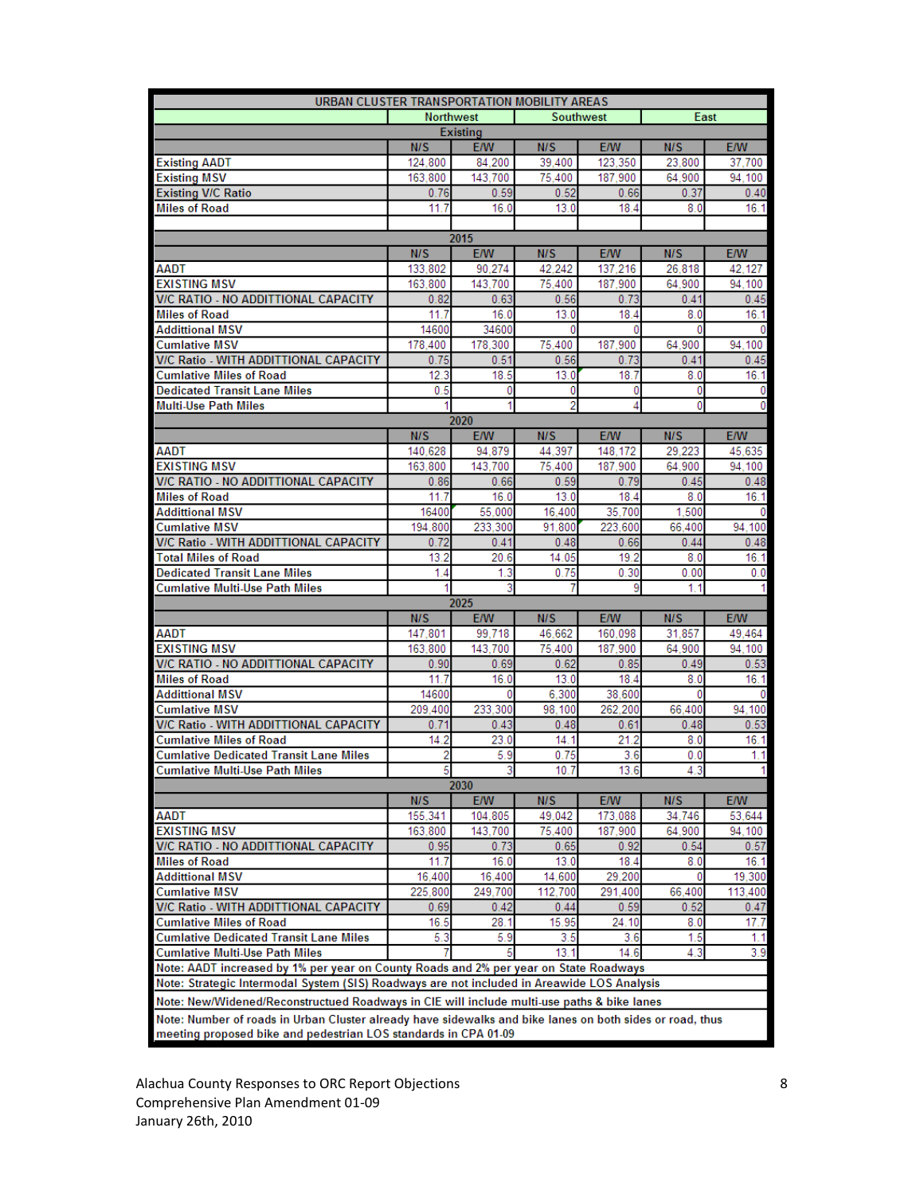| URBAN CLUSTER TRANSPORTATION MOBILITY AREAS | | | | | | |
|---|---|---|---|---|---|---|
| | Northwest | | Southwest | | East | |
| **Existing** | | | | | | |
| | N/S | E/W | N/S | E/W | N/S | E/W |
| Existing AADT | 124,800 | 84,200 | 39,400 | 123,350 | 23,800 | 37,700 |
| Existing MSV | 163,800 | 143,700 | 75,400 | 187,900 | 64,900 | 94,100 |
| Existing V/C Ratio | 0.76 | 0.59 | 0.52 | 0.66 | 0.37 | 0.40 |
| Miles of Road | 11.7 | 16.0 | 13.0 | 18.4 | 8.0 | 16.1 |
| | | | | | | |
| **2015** | | | | | | |
| | N/S | E/W | N/S | E/W | N/S | E/W |
| AADT | 133,802 | 90,274 | 42,242 | 137,216 | 26,818 | 42,127 |
| EXISTING MSV | 163,800 | 143,700 | 75,400 | 187,900 | 64,900 | 94,100 |
| V/C RATIO - NO ADDITTIONAL CAPACITY | 0.82 | 0.63 | 0.56 | 0.73 | 0.41 | 0.45 |
| Miles of Road | 11.7 | 16.0 | 13.0 | 18.4 | 8.0 | 16.1 |
| Additional MSV | 14600 | 34600 | 0 | 0 | 0 | 0 |
| Cumlative MSV | 178,400 | 178,300 | 75,400 | 187,900 | 64,900 | 94,100 |
| V/C Ratio - WITH ADDITTIONAL CAPACITY | 0.75 | 0.51 | 0.56 | 0.73 | 0.41 | 0.45 |
| Cumlative Miles of Road | 12.3 | 18.5 | 13.0 | 18.7 | 8.0 | 16.1 |
| Dedicated Transit Lane Miles | 0.5 | 0 | 0 | 0 | 0 | 0 |
| Multi-Use Path Miles | 1 | 1 | 2 | 4 | 0 | 0 |
| **2020** | | | | | | |
| | N/S | E/W | N/S | E/W | N/S | E/W |
| AADT | 140,628 | 94,879 | 44,397 | 148,172 | 29,223 | 45,635 |
| EXISTING MSV | 163,800 | 143,700 | 75,400 | 187,900 | 64,900 | 94,100 |
| V/C RATIO - NO ADDITTIONAL CAPACITY | 0.86 | 0.66 | 0.59 | 0.79 | 0.45 | 0.48 |
| Miles of Road | 11.7 | 16.0 | 13.0 | 18.4 | 8.0 | 16.1 |
| Additional MSV | 16400 | 55,000 | 16,400 | 35,700 | 1,500 | 0 |
| Cumlative MSV | 194,800 | 233,300 | 91,800 | 223,600 | 66,400 | 94,100 |
| V/C Ratio - WITH ADDITTIONAL CAPACITY | 0.72 | 0.41 | 0.48 | 0.66 | 0.44 | 0.48 |
| Total Miles of Road | 13.2 | 20.6 | 14.05 | 19.2 | 8.0 | 16.1 |
| Dedicated Transit Lane Miles | 1.4 | 1.3 | 0.75 | 0.30 | 0.00 | 0.0 |
| Cumlative Multi-Use Path Miles | 1 | 3 | 7 | 9 | 1.1 | 1 |
| **2025** | | | | | | |
| | N/S | E/W | N/S | E/W | N/S | E/W |
| AADT | 147,801 | 99,718 | 46,662 | 160,098 | 31,857 | 49,464 |
| EXISTING MSV | 163,800 | 143,700 | 75,400 | 187,900 | 64,900 | 94,100 |
| V/C RATIO - NO ADDITTIONAL CAPACITY | 0.90 | 0.69 | 0.62 | 0.85 | 0.49 | 0.53 |
| Miles of Road | 11.7 | 16.0 | 13.0 | 18.4 | 8.0 | 16.1 |
| Additional MSV | 14600 | 0 | 6,300 | 38,600 | 0 | 0 |
| Cumlative MSV | 209,400 | 233,300 | 98,100 | 262,200 | 66,400 | 94,100 |
| V/C Ratio - WITH ADDITTIONAL CAPACITY | 0.71 | 0.43 | 0.48 | 0.61 | 0.48 | 0.53 |
| Cumlative Miles of Road | 14.2 | 23.0 | 14.1 | 21.2 | 8.0 | 16.1 |
| Cumlative Dedicated Transit Lane Miles | 2 | 5.9 | 0.75 | 3.6 | 0.0 | 1.1 |
| Cumlative Multi-Use Path Miles | 5 | 3 | 10.7 | 13.6 | 4.3 | 1 |
| **2030** | | | | | | |
| | N/S | E/W | N/S | E/W | N/S | E/W |
| AADT | 155,341 | 104,805 | 49,042 | 173,088 | 34,746 | 53,644 |
| EXISTING MSV | 163,800 | 143,700 | 75,400 | 187,900 | 64,900 | 94,100 |
| V/C RATIO - NO ADDITTIONAL CAPACITY | 0.95 | 0.73 | 0.65 | 0.92 | 0.54 | 0.57 |
| Miles of Road | 11.7 | 16.0 | 13.0 | 18.4 | 8.0 | 16.1 |
| Additional MSV | 16,400 | 16,400 | 14,600 | 29,200 | 0 | 19,300 |
| Cumlative MSV | 225,800 | 249,700 | 112,700 | 291,400 | 66,400 | 113,400 |
| V/C Ratio - WITH ADDITTIONAL CAPACITY | 0.69 | 0.42 | 0.44 | 0.59 | 0.52 | 0.47 |
| Cumlative Miles of Road | 16.5 | 28.1 | 15.95 | 24.10 | 8.0 | 17.7 |
| Cumlative Dedicated Transit Lane Miles | 5.3 | 5.9 | 3.5 | 3.6 | 1.5 | 1.1 |
| Cumlative Multi-Use Path Miles | 7 | 5 | 13.1 | 14.6 | 4.3 | 3.9 |

Note: AADT increased by 1% per year on County Roads and 2% per year on State Roadways

Note: Strategic Intermodal System (SIS) Roadways are not included in Areawide LOS Analysis

Note: New/Widened/Reconstructued Roadways in CIE will include multi-use paths & bike lanes

Note: Number of roads in Urban Cluster already have sidewalks and bike lanes on both sides or road, thus meeting proposed bike and pedestrian LOS standards in CPA 01-09

Alachua County Responses to ORC Report Objections
Comprehensive Plan Amendment 01-09
January 26th, 2010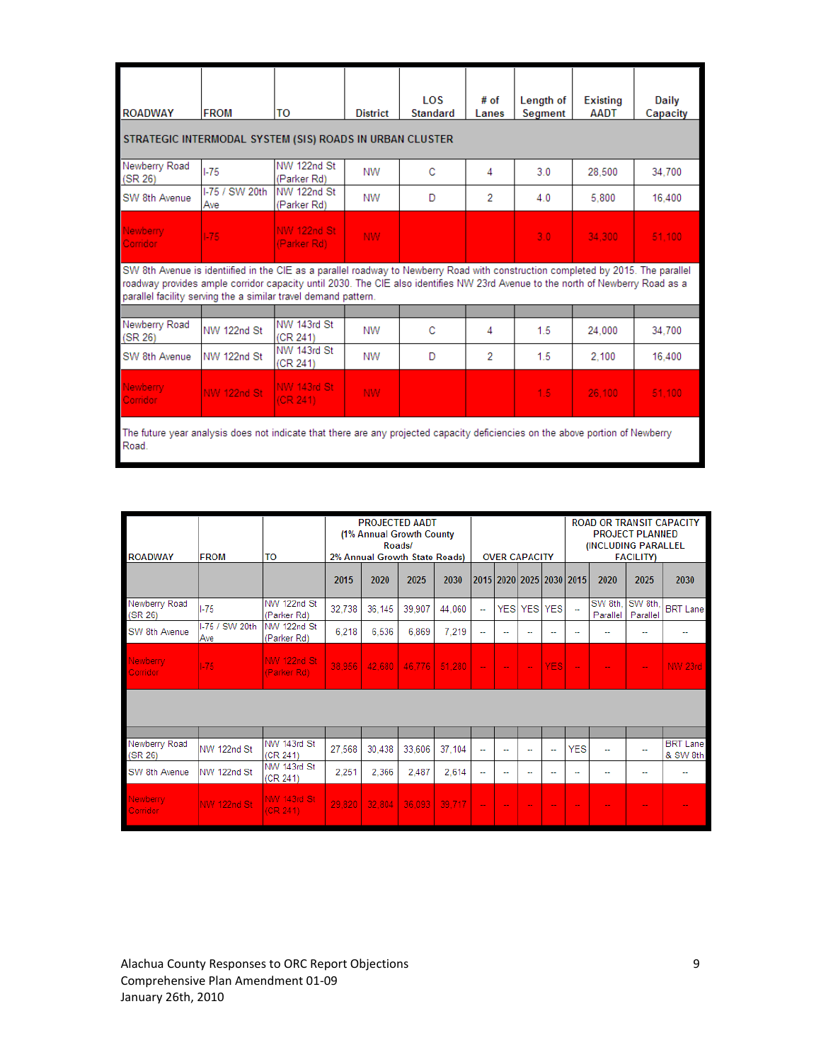| ROADWAY | FROM | TO | District | LOS Standard | # of Lanes | Length of Segment | Existing AADT | Daily Capacity |
|---|---|---|---|---|---|---|---|---|
| STRATEGIC INTERMODAL SYSTEM (SIS) ROADS IN URBAN CLUSTER | | | | | | | | |
| Newberry Road (SR 26) | I-75 | NW 122nd St (Parker Rd) | NW | C | 4 | 3.0 | 28,500 | 34,700 |
| SW 8th Avenue | I-75 / SW 20th Ave | NW 122nd St (Parker Rd) | NW | D | 2 | 4.0 | 5,800 | 16,400 |
| Newberry Corridor | I-75 | NW 122nd St (Parker Rd) | NW | | | 3.0 | 34,300 | 51,100 |
| SW 8th Avenue is identiified in the CIE as a parallel roadway to Newberry Road with construction completed by 2015. The parallel roadway provides ample corridor capacity until 2030. The CIE also identifies NW 23rd Avenue to the north of Newberry Road as a parallel facility serving the a similar travel demand pattern. | | | | | | | | |
| Newberry Road (SR 26) | NW 122nd St | NW 143rd St (CR 241) | NW | C | 4 | 1.5 | 24,000 | 34,700 |
| SW 8th Avenue | NW 122nd St | NW 143rd St (CR 241) | NW | D | 2 | 1.5 | 2,100 | 16,400 |
| Newberry Corridor | NW 122nd St | NW 143rd St (CR 241) | NW | | | 1.5 | 26,100 | 51,100 |
| The future year analysis does not indicate that there are any projected capacity deficiencies on the above portion of Newberry Road. | | | | | | | | |

| ROADWAY | FROM | TO | PROJECTED AADT (1% Annual Growth County Roads/ 2% Annual Growth State Roads) | | | | OVER CAPACITY | | | | ROAD OR TRANSIT CAPACITY PROJECT PLANNED (INCLUDING PARALLEL FACILITY) | | | |
|---|---|---|---|---|---|---|---|---|---|---|---|---|---|---|
| | | | 2015 | 2020 | 2025 | 2030 | 2015 | 2020 | 2025 | 2030 | 2015 | 2020 | 2025 | 2030 |
| Newberry Road (SR 26) | I-75 | NW 122nd St (Parker Rd) | 32,738 | 36,145 | 39,907 | 44,060 | -- | YES | YES | YES | -- | SW 8th, Parallel | SW 8th, Parallel | BRT Lane |
| SW 8th Avenue | I-75 / SW 20th Ave | NW 122nd St (Parker Rd) | 6,218 | 6,536 | 6,869 | 7,219 | -- | -- | -- | -- | -- | -- | -- | -- |
| Newberry Corridor | I-75 | NW 122nd St (Parker Rd) | 38,956 | 42,680 | 46,776 | 51,280 | -- | -- | -- | YES | -- | -- | -- | NW 23rd |
| Newberry Road (SR 26) | NW 122nd St | NW 143rd St (CR 241) | 27,568 | 30,438 | 33,606 | 37,104 | -- | -- | -- | -- | YES | -- | -- | BRT Lane & SW 8th |
| SW 8th Avenue | NW 122nd St | NW 143rd St (CR 241) | 2,251 | 2,366 | 2,487 | 2,614 | -- | -- | -- | -- | -- | -- | -- | -- |
| Newberry Corridor | NW 122nd St | NW 143rd St (CR 241) | 29,820 | 32,804 | 36,093 | 39,717 | -- | -- | -- | -- | -- | -- | -- | -- |